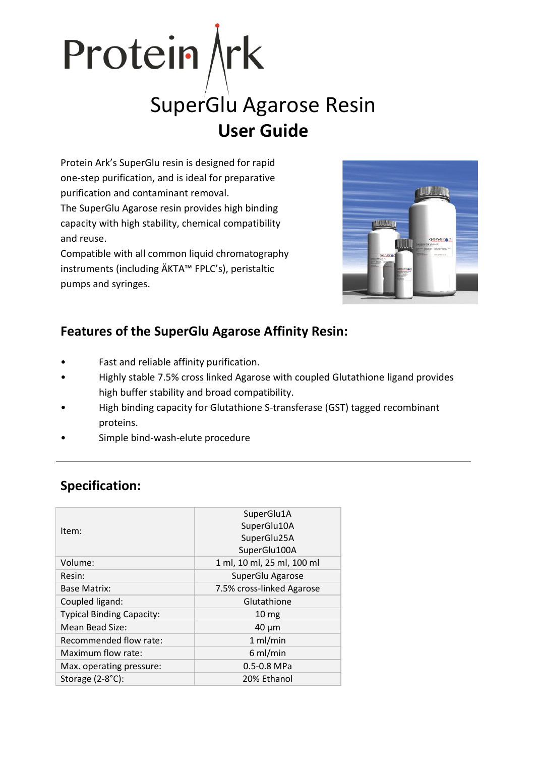# Protein Ark

## SuperGlu Agarose Resin

## User Guide

Protein Ark's SuperGlu resin is designed for rapid one-step purification, and is ideal for preparative purification and contaminant removal.
The SuperGlu Agarose resin provides high binding capacity with high stability, chemical compatibility and reuse.
Compatible with all common liquid chromatography instruments (including ÄKTA™ FPLC's), peristaltic pumps and syringes.

## Features of the SuperGlu Agarose Affinity Resin:

- Fast and reliable affinity purification.
- Highly stable 7.5% cross linked Agarose with coupled Glutathione ligand provides high buffer stability and broad compatibility.
- High binding capacity for Glutathione S-transferase (GST) tagged recombinant proteins.
- Simple bind-wash-elute procedure

---

## Specification:

| Item: | SuperGlu1A<br>SuperGlu10A<br>SuperGlu25A<br>SuperGlu100A |
|---|---|
| Volume: | 1 ml, 10 ml, 25 ml, 100 ml |
| Resin: | SuperGlu Agarose |
| Base Matrix: | 7.5% cross-linked Agarose |
| Coupled ligand: | Glutathione |
| Typical Binding Capacity: | 10 mg |
| Mean Bead Size: | 40 µm |
| Recommended flow rate: | 1 ml/min |
| Maximum flow rate: | 6 ml/min |
| Max. operating pressure: | 0.5-0.8 MPa |
| Storage (2-8°C): | 20% Ethanol |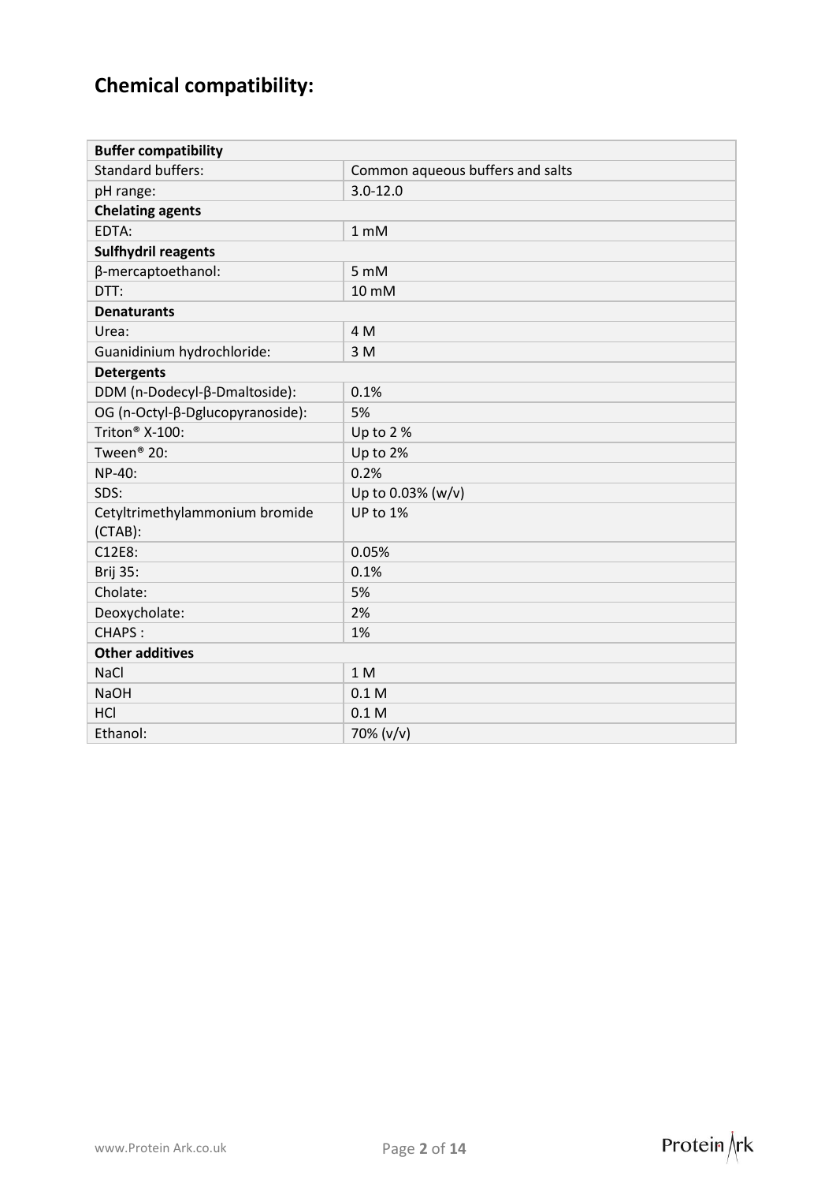## Chemical compatibility:

| **Buffer compatibility** | |
|---|---|
| Standard buffers: | Common aqueous buffers and salts |
| pH range: | 3.0-12.0 |
| **Chelating agents** | |
| EDTA: | 1 mM |
| **Sulfhydril reagents** | |
| β-mercaptoethanol: | 5 mM |
| DTT: | 10 mM |
| **Denaturants** | |
| Urea: | 4 M |
| Guanidinium hydrochloride: | 3 M |
| **Detergents** | |
| DDM (n-Dodecyl-β-Dmaltoside): | 0.1% |
| OG (n-Octyl-β-Dglucopyranoside): | 5% |
| Triton® X-100: | Up to 2 % |
| Tween® 20: | Up to 2% |
| NP-40: | 0.2% |
| SDS: | Up to 0.03% (w/v) |
| Cetyltrimethylammonium bromide (CTAB): | UP to 1% |
| C12E8: | 0.05% |
| Brij 35: | 0.1% |
| Cholate: | 5% |
| Deoxycholate: | 2% |
| CHAPS : | 1% |
| **Other additives** | |
| NaCl | 1 M |
| NaOH | 0.1 M |
| HCl | 0.1 M |
| Ethanol: | 70% (v/v) |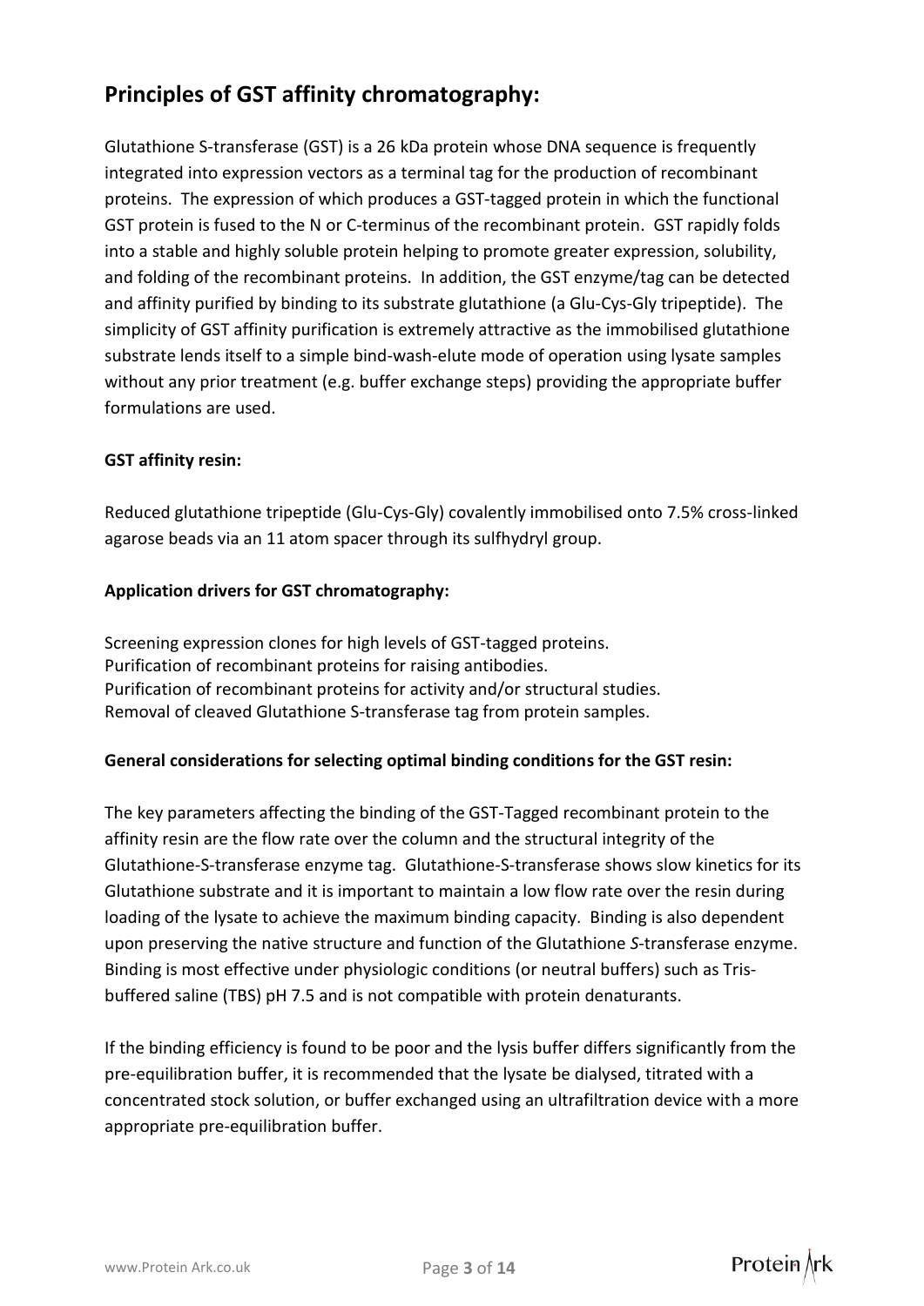## Principles of GST affinity chromatography:

Glutathione S-transferase (GST) is a 26 kDa protein whose DNA sequence is frequently integrated into expression vectors as a terminal tag for the production of recombinant proteins. The expression of which produces a GST-tagged protein in which the functional GST protein is fused to the N or C-terminus of the recombinant protein. GST rapidly folds into a stable and highly soluble protein helping to promote greater expression, solubility, and folding of the recombinant proteins. In addition, the GST enzyme/tag can be detected and affinity purified by binding to its substrate glutathione (a Glu-Cys-Gly tripeptide). The simplicity of GST affinity purification is extremely attractive as the immobilised glutathione substrate lends itself to a simple bind-wash-elute mode of operation using lysate samples without any prior treatment (e.g. buffer exchange steps) providing the appropriate buffer formulations are used.

**GST affinity resin:**

Reduced glutathione tripeptide (Glu-Cys-Gly) covalently immobilised onto 7.5% cross-linked agarose beads via an 11 atom spacer through its sulfhydryl group.

**Application drivers for GST chromatography:**

Screening expression clones for high levels of GST-tagged proteins.
Purification of recombinant proteins for raising antibodies.
Purification of recombinant proteins for activity and/or structural studies.
Removal of cleaved Glutathione S-transferase tag from protein samples.

**General considerations for selecting optimal binding conditions for the GST resin:**

The key parameters affecting the binding of the GST-Tagged recombinant protein to the affinity resin are the flow rate over the column and the structural integrity of the Glutathione-S-transferase enzyme tag. Glutathione-S-transferase shows slow kinetics for its Glutathione substrate and it is important to maintain a low flow rate over the resin during loading of the lysate to achieve the maximum binding capacity. Binding is also dependent upon preserving the native structure and function of the Glutathione *S*-transferase enzyme. Binding is most effective under physiologic conditions (or neutral buffers) such as Tris-buffered saline (TBS) pH 7.5 and is not compatible with protein denaturants.

If the binding efficiency is found to be poor and the lysis buffer differs significantly from the pre-equilibration buffer, it is recommended that the lysate be dialysed, titrated with a concentrated stock solution, or buffer exchanged using an ultrafiltration device with a more appropriate pre-equilibration buffer.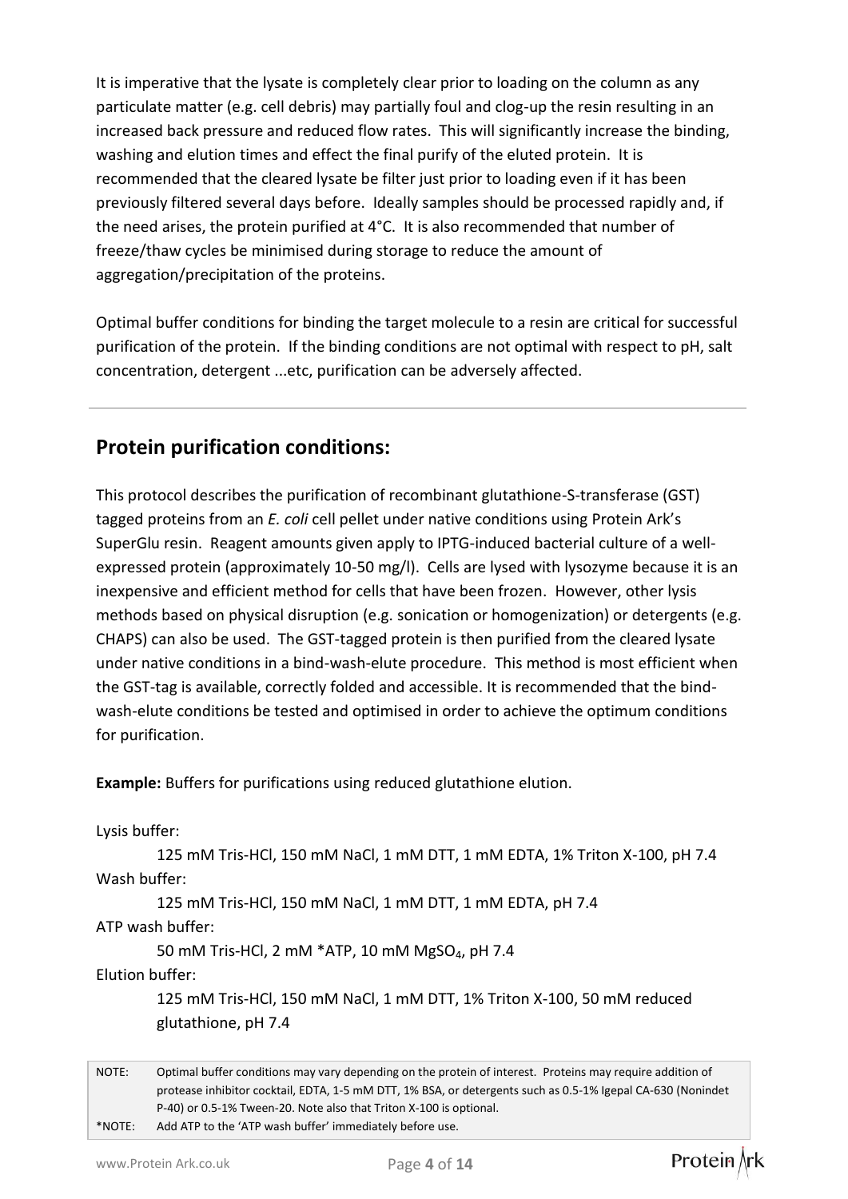It is imperative that the lysate is completely clear prior to loading on the column as any particulate matter (e.g. cell debris) may partially foul and clog-up the resin resulting in an increased back pressure and reduced flow rates. This will significantly increase the binding, washing and elution times and effect the final purify of the eluted protein. It is recommended that the cleared lysate be filter just prior to loading even if it has been previously filtered several days before. Ideally samples should be processed rapidly and, if the need arises, the protein purified at 4°C. It is also recommended that number of freeze/thaw cycles be minimised during storage to reduce the amount of aggregation/precipitation of the proteins.

Optimal buffer conditions for binding the target molecule to a resin are critical for successful purification of the protein. If the binding conditions are not optimal with respect to pH, salt concentration, detergent ...etc, purification can be adversely affected.

---

## Protein purification conditions:

This protocol describes the purification of recombinant glutathione-S-transferase (GST) tagged proteins from an *E. coli* cell pellet under native conditions using Protein Ark's SuperGlu resin. Reagent amounts given apply to IPTG-induced bacterial culture of a well-expressed protein (approximately 10-50 mg/l). Cells are lysed with lysozyme because it is an inexpensive and efficient method for cells that have been frozen. However, other lysis methods based on physical disruption (e.g. sonication or homogenization) or detergents (e.g. CHAPS) can also be used. The GST-tagged protein is then purified from the cleared lysate under native conditions in a bind-wash-elute procedure. This method is most efficient when the GST-tag is available, correctly folded and accessible. It is recommended that the bind-wash-elute conditions be tested and optimised in order to achieve the optimum conditions for purification.

**Example:** Buffers for purifications using reduced glutathione elution.

Lysis buffer:

125 mM Tris-HCl, 150 mM NaCl, 1 mM DTT, 1 mM EDTA, 1% Triton X-100, pH 7.4

Wash buffer:

125 mM Tris-HCl, 150 mM NaCl, 1 mM DTT, 1 mM EDTA, pH 7.4

ATP wash buffer:

50 mM Tris-HCl, 2 mM *ATP, 10 mM $MgSO_4$, pH 7.4

Elution buffer:

125 mM Tris-HCl, 150 mM NaCl, 1 mM DTT, 1% Triton X-100, 50 mM reduced glutathione, pH 7.4

NOTE: Optimal buffer conditions may vary depending on the protein of interest. Proteins may require addition of protease inhibitor cocktail, EDTA, 1-5 mM DTT, 1% BSA, or detergents such as 0.5-1% Igepal CA-630 (Nonindet P-40) or 0.5-1% Tween-20. Note also that Triton X-100 is optional.

*NOTE: Add ATP to the 'ATP wash buffer' immediately before use.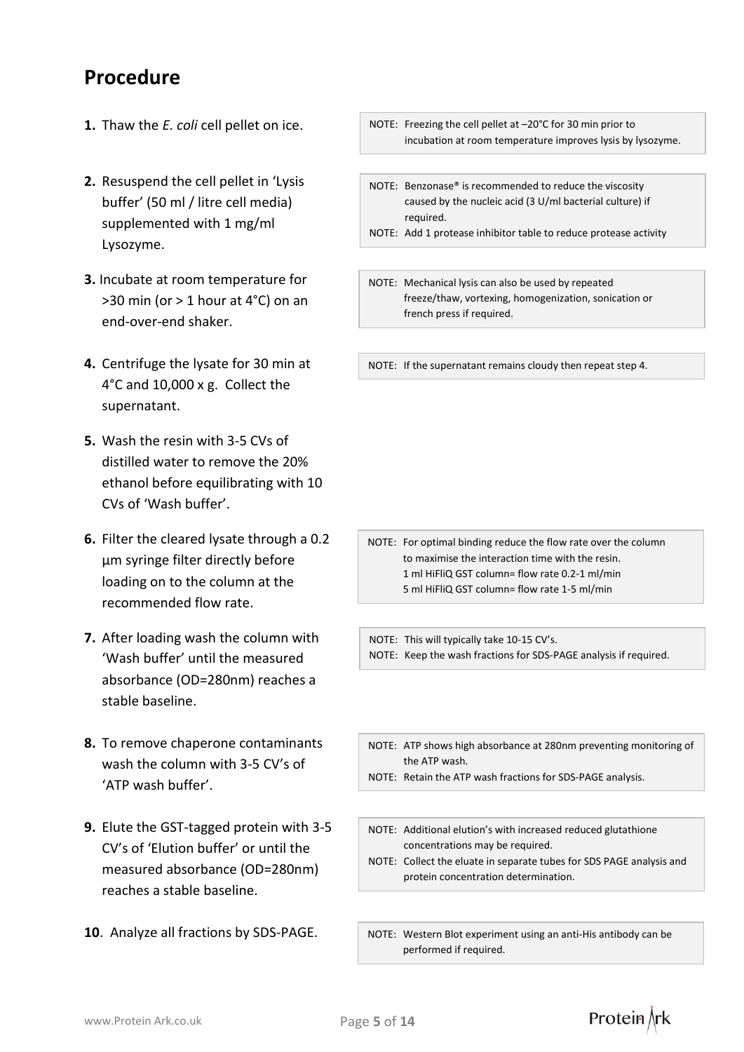## Procedure

1. Thaw the *E. coli* cell pellet on ice.

   NOTE: Freezing the cell pellet at –20°C for 30 min prior to incubation at room temperature improves lysis by lysozyme.

2. Resuspend the cell pellet in 'Lysis buffer' (50 ml / litre cell media) supplemented with 1 mg/ml Lysozyme.

   NOTE: Benzonase® is recommended to reduce the viscosity caused by the nucleic acid (3 U/ml bacterial culture) if required.
   NOTE: Add 1 protease inhibitor table to reduce protease activity

3. Incubate at room temperature for >30 min (or > 1 hour at 4°C) on an end-over-end shaker.

   NOTE: Mechanical lysis can also be used by repeated freeze/thaw, vortexing, homogenization, sonication or french press if required.

4. Centrifuge the lysate for 30 min at 4°C and 10,000 x g. Collect the supernatant.

   NOTE: If the supernatant remains cloudy then repeat step 4.

5. Wash the resin with 3-5 CVs of distilled water to remove the 20% ethanol before equilibrating with 10 CVs of 'Wash buffer'.

6. Filter the cleared lysate through a 0.2 µm syringe filter directly before loading on to the column at the recommended flow rate.

   NOTE: For optimal binding reduce the flow rate over the column to maximise the interaction time with the resin.
   1 ml HiFliQ GST column= flow rate 0.2-1 ml/min
   5 ml HiFliQ GST column= flow rate 1-5 ml/min

7. After loading wash the column with 'Wash buffer' until the measured absorbance (OD=280nm) reaches a stable baseline.

   NOTE: This will typically take 10-15 CV's.
   NOTE: Keep the wash fractions for SDS-PAGE analysis if required.

8. To remove chaperone contaminants wash the column with 3-5 CV's of 'ATP wash buffer'.

   NOTE: ATP shows high absorbance at 280nm preventing monitoring of the ATP wash.
   NOTE: Retain the ATP wash fractions for SDS-PAGE analysis.

9. Elute the GST-tagged protein with 3-5 CV's of 'Elution buffer' or until the measured absorbance (OD=280nm) reaches a stable baseline.

   NOTE: Additional elution's with increased reduced glutathione concentrations may be required.
   NOTE: Collect the eluate in separate tubes for SDS PAGE analysis and protein concentration determination.

10. Analyze all fractions by SDS-PAGE.

    NOTE: Western Blot experiment using an anti-His antibody can be performed if required.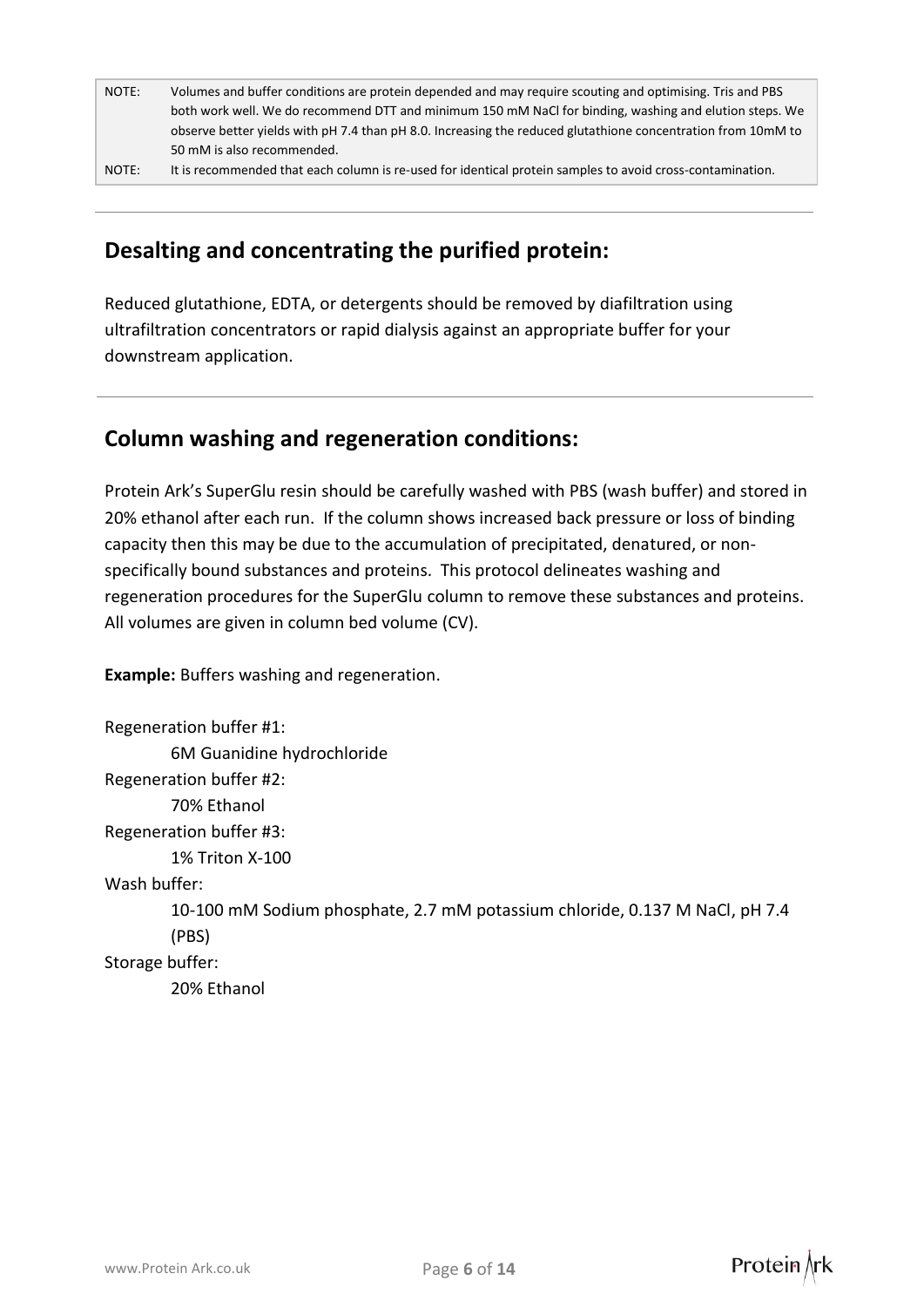| NOTE: | Volumes and buffer conditions are protein depended and may require scouting and optimising. Tris and PBS both work well. We do recommend DTT and minimum 150 mM NaCl for binding, washing and elution steps. We observe better yields with pH 7.4 than pH 8.0. Increasing the reduced glutathione concentration from 10mM to 50 mM is also recommended. |
|---|---|
| NOTE: | It is recommended that each column is re-used for identical protein samples to avoid cross-contamination. |

## Desalting and concentrating the purified protein:

Reduced glutathione, EDTA, or detergents should be removed by diafiltration using ultrafiltration concentrators or rapid dialysis against an appropriate buffer for your downstream application.

## Column washing and regeneration conditions:

Protein Ark's SuperGlu resin should be carefully washed with PBS (wash buffer) and stored in 20% ethanol after each run. If the column shows increased back pressure or loss of binding capacity then this may be due to the accumulation of precipitated, denatured, or non-specifically bound substances and proteins. This protocol delineates washing and regeneration procedures for the SuperGlu column to remove these substances and proteins. All volumes are given in column bed volume (CV).

**Example:** Buffers washing and regeneration.

Regeneration buffer #1:
    6M Guanidine hydrochloride

Regeneration buffer #2:
    70% Ethanol

Regeneration buffer #3:
    1% Triton X-100

Wash buffer:
    10-100 mM Sodium phosphate, 2.7 mM potassium chloride, 0.137 M NaCl, pH 7.4 (PBS)

Storage buffer:
    20% Ethanol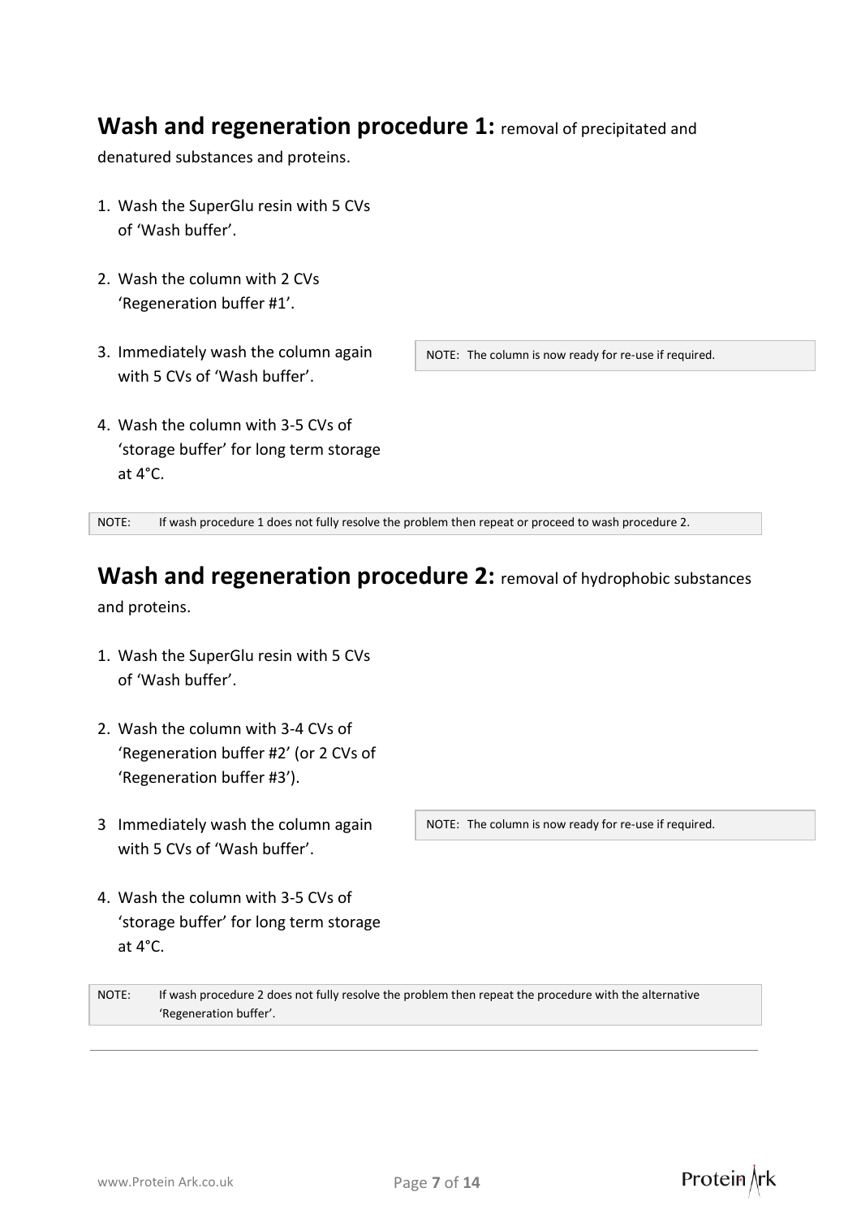## **Wash and regeneration procedure 1:** removal of precipitated and denatured substances and proteins.

1. Wash the SuperGlu resin with 5 CVs of 'Wash buffer'.
2. Wash the column with 2 CVs 'Regeneration buffer #1'.
3. Immediately wash the column again with 5 CVs of 'Wash buffer'.

   NOTE: The column is now ready for re-use if required.

4. Wash the column with 3-5 CVs of 'storage buffer' for long term storage at 4°C.

NOTE: If wash procedure 1 does not fully resolve the problem then repeat or proceed to wash procedure 2.

## **Wash and regeneration procedure 2:** removal of hydrophobic substances and proteins.

1. Wash the SuperGlu resin with 5 CVs of 'Wash buffer'.
2. Wash the column with 3-4 CVs of 'Regeneration buffer #2' (or 2 CVs of 'Regeneration buffer #3').
3. Immediately wash the column again with 5 CVs of 'Wash buffer'.

   NOTE: The column is now ready for re-use if required.

4. Wash the column with 3-5 CVs of 'storage buffer' for long term storage at 4°C.

NOTE: If wash procedure 2 does not fully resolve the problem then repeat the procedure with the alternative 'Regeneration buffer'.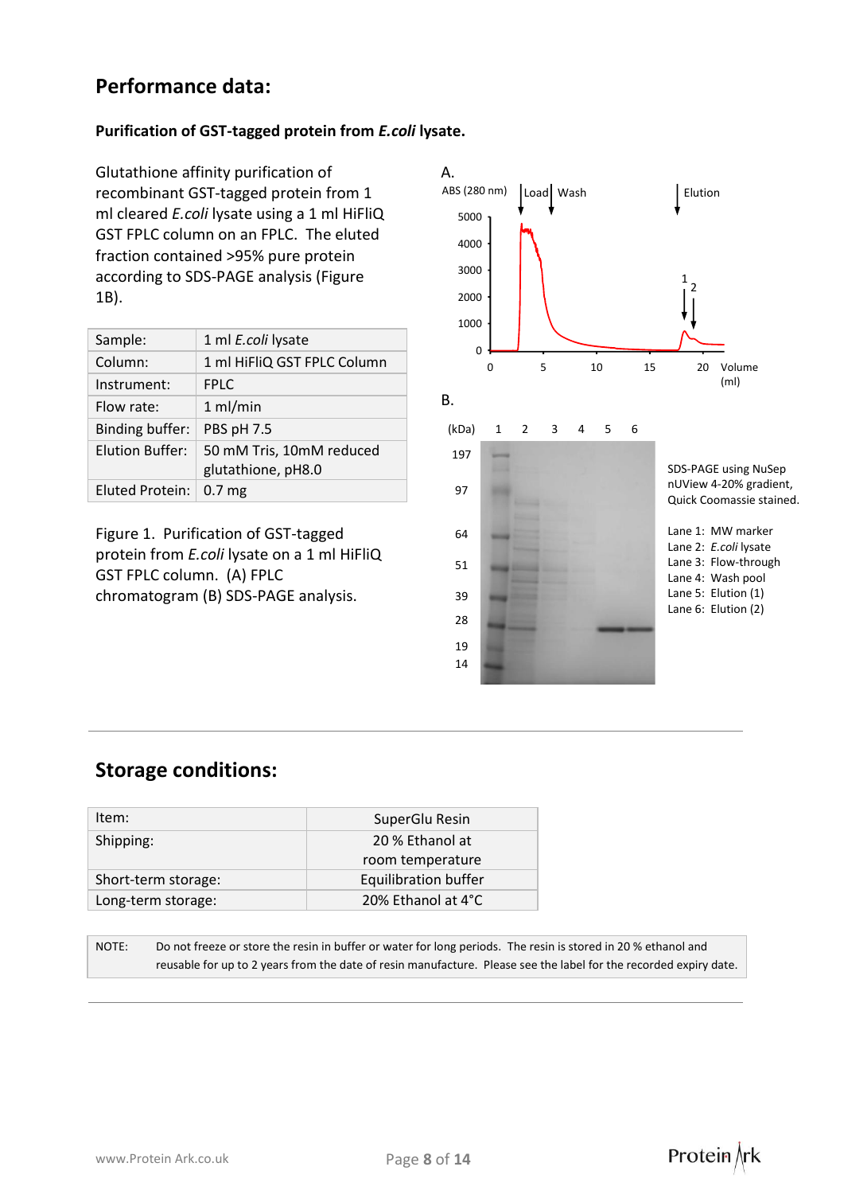## Performance data:

### Purification of GST-tagged protein from *E.coli* lysate.

Glutathione affinity purification of recombinant GST-tagged protein from 1 ml cleared *E.coli* lysate using a 1 ml HiFliQ GST FPLC column on an FPLC. The eluted fraction contained >95% pure protein according to SDS-PAGE analysis (Figure 1B).

| Sample: | 1 ml *E.coli* lysate |
|---|---|
| Column: | 1 ml HiFliQ GST FPLC Column |
| Instrument: | FPLC |
| Flow rate: | 1 ml/min |
| Binding buffer: | PBS pH 7.5 |
| Elution Buffer: | 50 mM Tris, 10mM reduced glutathione, pH8.0 |
| Eluted Protein: | 0.7 mg |

Figure 1. Purification of GST-tagged protein from *E.coli* lysate on a 1 ml HiFliQ GST FPLC column. (A) FPLC chromatogram (B) SDS-PAGE analysis.

SDS-PAGE using NuSep nUView 4-20% gradient, Quick Coomassie stained.

Lane 1: MW marker
Lane 2: *E.coli* lysate
Lane 3: Flow-through
Lane 4: Wash pool
Lane 5: Elution (1)
Lane 6: Elution (2)

## Storage conditions:

| Item: | SuperGlu Resin |
|---|---|
| Shipping: | 20 % Ethanol at room temperature |
| Short-term storage: | Equilibration buffer |
| Long-term storage: | 20% Ethanol at 4°C |

| NOTE: | Do not freeze or store the resin in buffer or water for long periods. The resin is stored in 20 % ethanol and reusable for up to 2 years from the date of resin manufacture. Please see the label for the recorded expiry date. |
|---|---|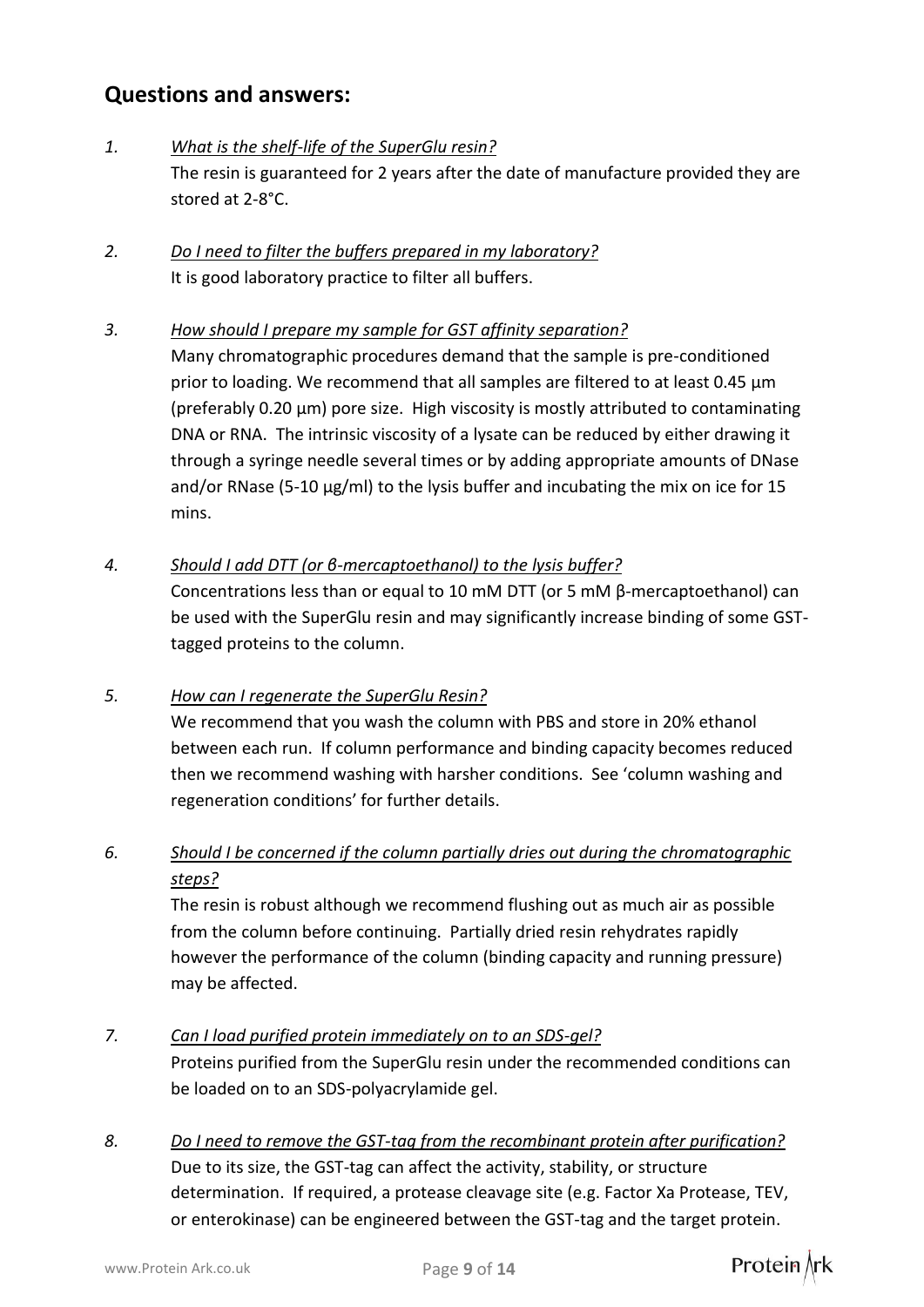## Questions and answers:

1. *What is the shelf-life of the SuperGlu resin?*

   The resin is guaranteed for 2 years after the date of manufacture provided they are stored at 2-8°C.

2. *Do I need to filter the buffers prepared in my laboratory?*

   It is good laboratory practice to filter all buffers.

3. *How should I prepare my sample for GST affinity separation?*

   Many chromatographic procedures demand that the sample is pre-conditioned prior to loading. We recommend that all samples are filtered to at least 0.45 µm (preferably 0.20 µm) pore size. High viscosity is mostly attributed to contaminating DNA or RNA. The intrinsic viscosity of a lysate can be reduced by either drawing it through a syringe needle several times or by adding appropriate amounts of DNase and/or RNase (5-10 µg/ml) to the lysis buffer and incubating the mix on ice for 15 mins.

4. *Should I add DTT (or β-mercaptoethanol) to the lysis buffer?*

   Concentrations less than or equal to 10 mM DTT (or 5 mM β-mercaptoethanol) can be used with the SuperGlu resin and may significantly increase binding of some GST-tagged proteins to the column.

5. *How can I regenerate the SuperGlu Resin?*

   We recommend that you wash the column with PBS and store in 20% ethanol between each run. If column performance and binding capacity becomes reduced then we recommend washing with harsher conditions. See 'column washing and regeneration conditions' for further details.

6. *Should I be concerned if the column partially dries out during the chromatographic steps?*

   The resin is robust although we recommend flushing out as much air as possible from the column before continuing. Partially dried resin rehydrates rapidly however the performance of the column (binding capacity and running pressure) may be affected.

7. *Can I load purified protein immediately on to an SDS-gel?*

   Proteins purified from the SuperGlu resin under the recommended conditions can be loaded on to an SDS-polyacrylamide gel.

8. *Do I need to remove the GST-tag from the recombinant protein after purification?*

   Due to its size, the GST-tag can affect the activity, stability, or structure determination. If required, a protease cleavage site (e.g. Factor Xa Protease, TEV, or enterokinase) can be engineered between the GST-tag and the target protein.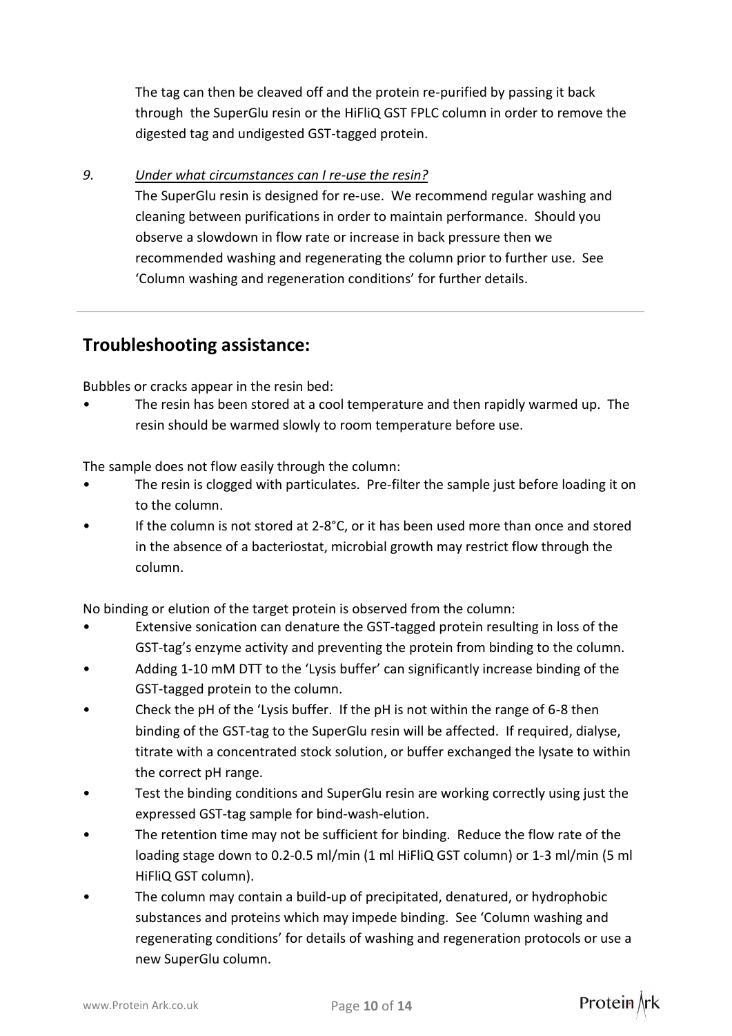The tag can then be cleaved off and the protein re-purified by passing it back through the SuperGlu resin or the HiFliQ GST FPLC column in order to remove the digested tag and undigested GST-tagged protein.

9. *Under what circumstances can I re-use the resin?*

The SuperGlu resin is designed for re-use. We recommend regular washing and cleaning between purifications in order to maintain performance. Should you observe a slowdown in flow rate or increase in back pressure then we recommended washing and regenerating the column prior to further use. See 'Column washing and regeneration conditions' for further details.

---

## Troubleshooting assistance:

Bubbles or cracks appear in the resin bed:

- The resin has been stored at a cool temperature and then rapidly warmed up. The resin should be warmed slowly to room temperature before use.

The sample does not flow easily through the column:

- The resin is clogged with particulates. Pre-filter the sample just before loading it on to the column.
- If the column is not stored at 2-8°C, or it has been used more than once and stored in the absence of a bacteriostat, microbial growth may restrict flow through the column.

No binding or elution of the target protein is observed from the column:

- Extensive sonication can denature the GST-tagged protein resulting in loss of the GST-tag's enzyme activity and preventing the protein from binding to the column.
- Adding 1-10 mM DTT to the 'Lysis buffer' can significantly increase binding of the GST-tagged protein to the column.
- Check the pH of the 'Lysis buffer. If the pH is not within the range of 6-8 then binding of the GST-tag to the SuperGlu resin will be affected. If required, dialyse, titrate with a concentrated stock solution, or buffer exchanged the lysate to within the correct pH range.
- Test the binding conditions and SuperGlu resin are working correctly using just the expressed GST-tag sample for bind-wash-elution.
- The retention time may not be sufficient for binding. Reduce the flow rate of the loading stage down to 0.2-0.5 ml/min (1 ml HiFliQ GST column) or 1-3 ml/min (5 ml HiFliQ GST column).
- The column may contain a build-up of precipitated, denatured, or hydrophobic substances and proteins which may impede binding. See 'Column washing and regenerating conditions' for details of washing and regeneration protocols or use a new SuperGlu column.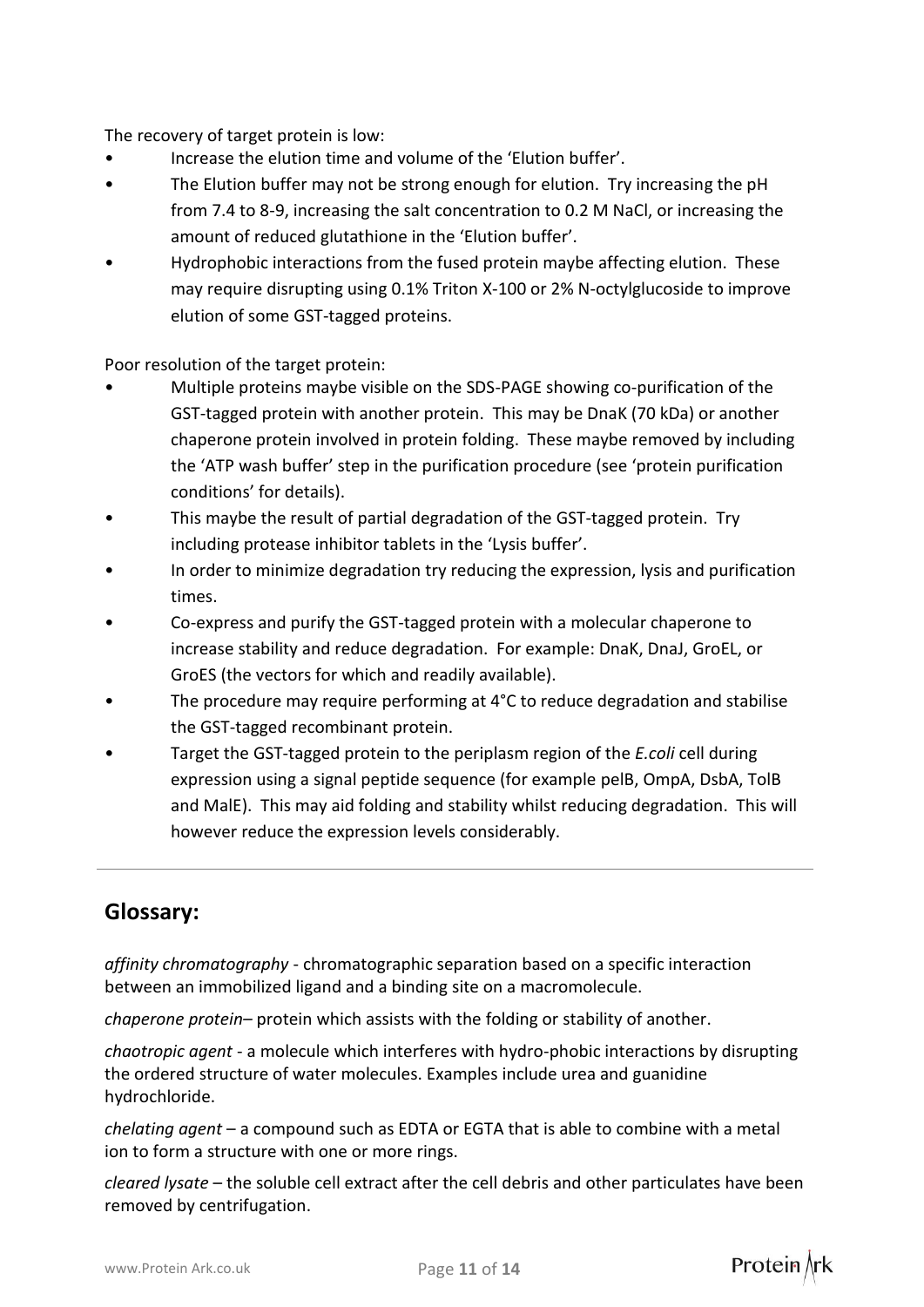The recovery of target protein is low:

- Increase the elution time and volume of the 'Elution buffer'.
- The Elution buffer may not be strong enough for elution. Try increasing the pH from 7.4 to 8-9, increasing the salt concentration to 0.2 M NaCl, or increasing the amount of reduced glutathione in the 'Elution buffer'.
- Hydrophobic interactions from the fused protein maybe affecting elution. These may require disrupting using 0.1% Triton X-100 or 2% N-octylglucoside to improve elution of some GST-tagged proteins.

Poor resolution of the target protein:

- Multiple proteins maybe visible on the SDS-PAGE showing co-purification of the GST-tagged protein with another protein. This may be DnaK (70 kDa) or another chaperone protein involved in protein folding. These maybe removed by including the 'ATP wash buffer' step in the purification procedure (see 'protein purification conditions' for details).
- This maybe the result of partial degradation of the GST-tagged protein. Try including protease inhibitor tablets in the 'Lysis buffer'.
- In order to minimize degradation try reducing the expression, lysis and purification times.
- Co-express and purify the GST-tagged protein with a molecular chaperone to increase stability and reduce degradation. For example: DnaK, DnaJ, GroEL, or GroES (the vectors for which and readily available).
- The procedure may require performing at 4°C to reduce degradation and stabilise the GST-tagged recombinant protein.
- Target the GST-tagged protein to the periplasm region of the *E.coli* cell during expression using a signal peptide sequence (for example pelB, OmpA, DsbA, TolB and MalE). This may aid folding and stability whilst reducing degradation. This will however reduce the expression levels considerably.

---

## Glossary:

*affinity chromatography* - chromatographic separation based on a specific interaction between an immobilized ligand and a binding site on a macromolecule.

*chaperone protein*– protein which assists with the folding or stability of another.

*chaotropic agent* - a molecule which interferes with hydro-phobic interactions by disrupting the ordered structure of water molecules. Examples include urea and guanidine hydrochloride.

*chelating agent* – a compound such as EDTA or EGTA that is able to combine with a metal ion to form a structure with one or more rings.

*cleared lysate* – the soluble cell extract after the cell debris and other particulates have been removed by centrifugation.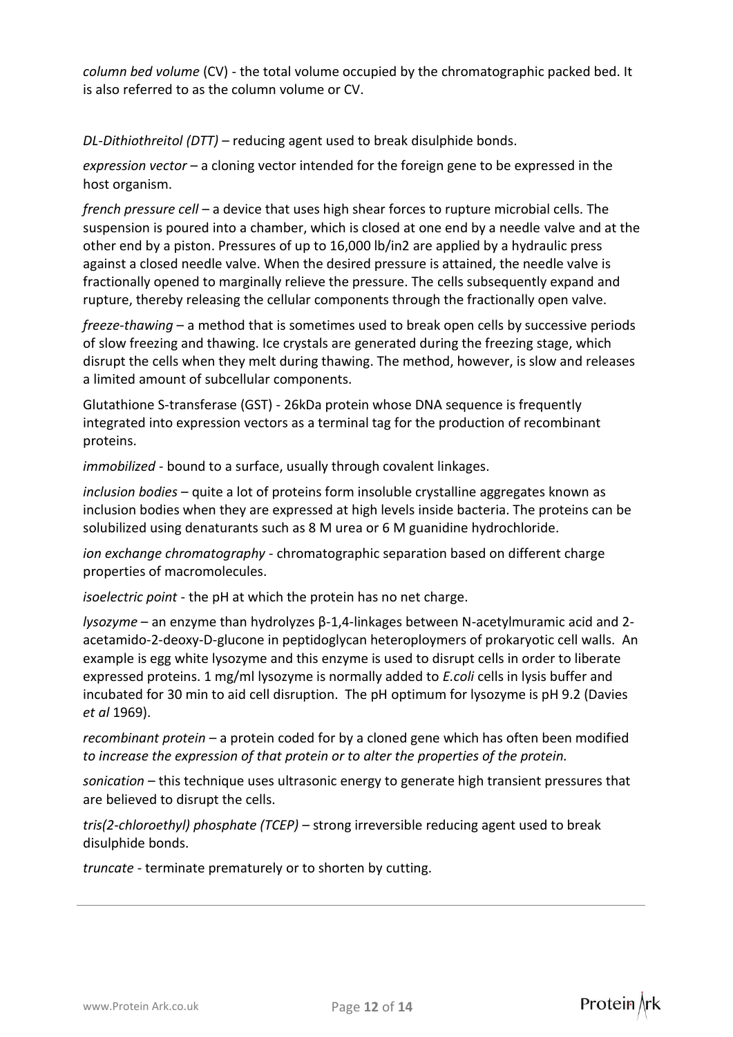*column bed volume* (CV) - the total volume occupied by the chromatographic packed bed. It is also referred to as the column volume or CV.

*DL-Dithiothreitol (DTT)* – reducing agent used to break disulphide bonds.

*expression vector* – a cloning vector intended for the foreign gene to be expressed in the host organism.

*french pressure cell* – a device that uses high shear forces to rupture microbial cells. The suspension is poured into a chamber, which is closed at one end by a needle valve and at the other end by a piston. Pressures of up to 16,000 lb/in2 are applied by a hydraulic press against a closed needle valve. When the desired pressure is attained, the needle valve is fractionally opened to marginally relieve the pressure. The cells subsequently expand and rupture, thereby releasing the cellular components through the fractionally open valve.

*freeze-thawing* – a method that is sometimes used to break open cells by successive periods of slow freezing and thawing. Ice crystals are generated during the freezing stage, which disrupt the cells when they melt during thawing. The method, however, is slow and releases a limited amount of subcellular components.

Glutathione S-transferase (GST) - 26kDa protein whose DNA sequence is frequently integrated into expression vectors as a terminal tag for the production of recombinant proteins.

*immobilized* - bound to a surface, usually through covalent linkages.

*inclusion bodies* – quite a lot of proteins form insoluble crystalline aggregates known as inclusion bodies when they are expressed at high levels inside bacteria. The proteins can be solubilized using denaturants such as 8 M urea or 6 M guanidine hydrochloride.

*ion exchange chromatography* - chromatographic separation based on different charge properties of macromolecules.

*isoelectric point* - the pH at which the protein has no net charge.

*lysozyme* – an enzyme than hydrolyzes β-1,4-linkages between N-acetylmuramic acid and 2-acetamido-2-deoxy-D-glucone in peptidoglycan heteroploymers of prokaryotic cell walls. An example is egg white lysozyme and this enzyme is used to disrupt cells in order to liberate expressed proteins. 1 mg/ml lysozyme is normally added to *E.coli* cells in lysis buffer and incubated for 30 min to aid cell disruption. The pH optimum for lysozyme is pH 9.2 (Davies *et al* 1969).

*recombinant protein* – a protein coded for by a cloned gene which has often been modified *to increase the expression of that protein or to alter the properties of the protein.*

*sonication* – this technique uses ultrasonic energy to generate high transient pressures that are believed to disrupt the cells.

*tris(2-chloroethyl) phosphate (TCEP)* – strong irreversible reducing agent used to break disulphide bonds.

*truncate* - terminate prematurely or to shorten by cutting.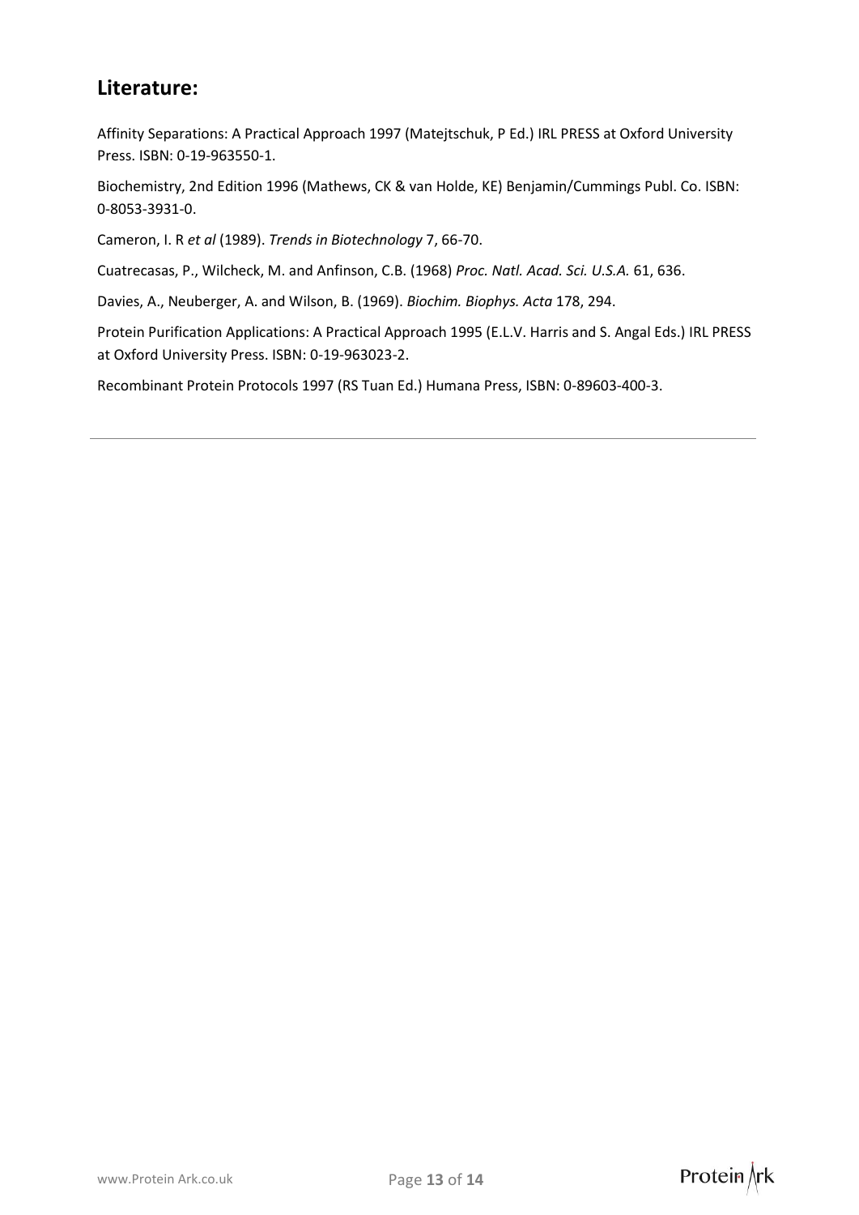## Literature:

Affinity Separations: A Practical Approach 1997 (Matejtschuk, P Ed.) IRL PRESS at Oxford University Press. ISBN: 0-19-963550-1.

Biochemistry, 2nd Edition 1996 (Mathews, CK & van Holde, KE) Benjamin/Cummings Publ. Co. ISBN: 0-8053-3931-0.

Cameron, I. R *et al* (1989). *Trends in Biotechnology* 7, 66-70.

Cuatrecasas, P., Wilcheck, M. and Anfinson, C.B. (1968) *Proc. Natl. Acad. Sci. U.S.A.* 61, 636.

Davies, A., Neuberger, A. and Wilson, B. (1969). *Biochim. Biophys. Acta* 178, 294.

Protein Purification Applications: A Practical Approach 1995 (E.L.V. Harris and S. Angal Eds.) IRL PRESS at Oxford University Press. ISBN: 0-19-963023-2.

Recombinant Protein Protocols 1997 (RS Tuan Ed.) Humana Press, ISBN: 0-89603-400-3.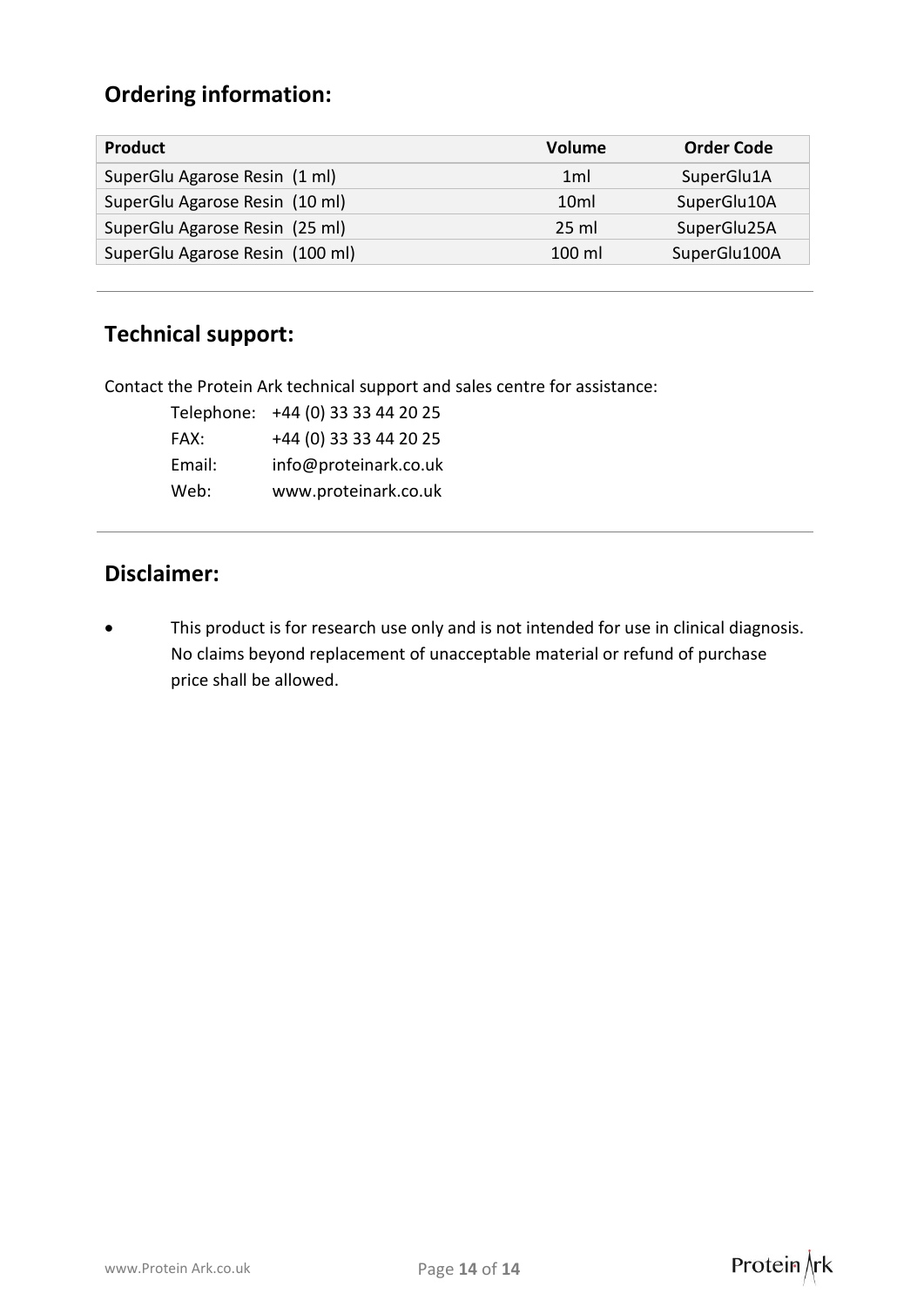## Ordering information:

| Product | Volume | Order Code |
|---|---|---|
| SuperGlu Agarose Resin (1 ml) | 1ml | SuperGlu1A |
| SuperGlu Agarose Resin (10 ml) | 10ml | SuperGlu10A |
| SuperGlu Agarose Resin (25 ml) | 25 ml | SuperGlu25A |
| SuperGlu Agarose Resin (100 ml) | 100 ml | SuperGlu100A |

---

## Technical support:

Contact the Protein Ark technical support and sales centre for assistance:

Telephone: +44 (0) 33 33 44 20 25
FAX: +44 (0) 33 33 44 20 25
Email: info@proteinark.co.uk
Web: www.proteinark.co.uk

---

## Disclaimer:

- This product is for research use only and is not intended for use in clinical diagnosis. No claims beyond replacement of unacceptable material or refund of purchase price shall be allowed.